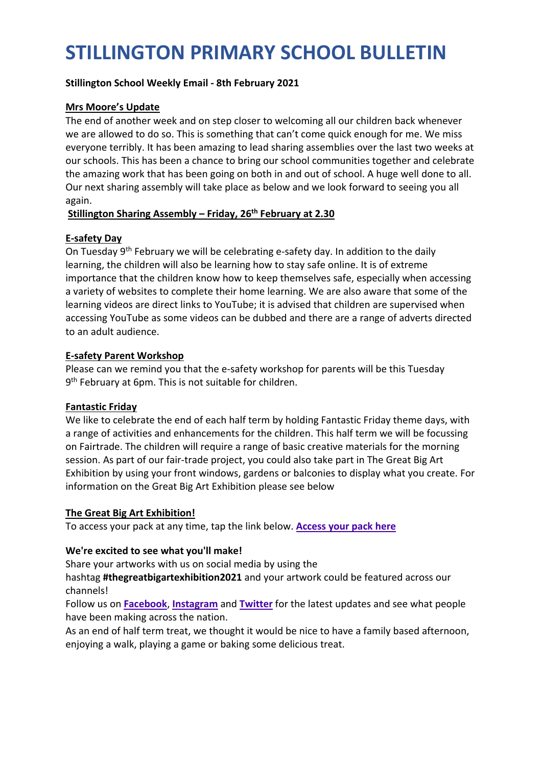# STILLINGTON PRIMARY SCHOOL BULLETIN

**Stillington School Weekly Email - 8th February 2021**

**Mrs Moore's Update**

The end of another week and on step closer to welcoming all our children back whenever we are allowed to do so. This is something that can't come quick enough for me. We miss everyone terribly. It has been amazing to lead sharing assemblies over the last two weeks at our schools. This has been a chance to bring our school communities together and celebrate the amazing work that has been going on both in and out of school. A huge well done to all. Our next sharing assembly will take place as below and we look forward to seeing you all again.

**Stillington Sharing Assembly – Friday, 26th February at 2.30**

**E-safety Day**

On Tuesday 9th February we will be celebrating e-safety day. In addition to the daily learning, the children will also be learning how to stay safe online. It is of extreme importance that the children know how to keep themselves safe, especially when accessing a variety of websites to complete their home learning. We are also aware that some of the learning videos are direct links to YouTube; it is advised that children are supervised when accessing YouTube as some videos can be dubbed and there are a range of adverts directed to an adult audience.

**E-safety Parent Workshop**

Please can we remind you that the e-safety workshop for parents will be this Tuesday 9th February at 6pm. This is not suitable for children.

**Fantastic Friday**

We like to celebrate the end of each half term by holding Fantastic Friday theme days, with a range of activities and enhancements for the children. This half term we will be focussing on Fairtrade. The children will require a range of basic creative materials for the morning session. As part of our fair-trade project, you could also take part in The Great Big Art Exhibition by using your front windows, gardens or balconies to display what you create. For information on the Great Big Art Exhibition please see below

**The Great Big Art Exhibition!**

To access your pack at any time, tap the link below. **Access your pack here**

**We're excited to see what you'll make!**

Share your artworks with us on social media by using the hashtag **#thegreatbigartexhibition2021** and your artwork could be featured across our channels!

Follow us on **Facebook**, **Instagram** and **Twitter** for the latest updates and see what people have been making across the nation.

As an end of half term treat, we thought it would be nice to have a family based afternoon, enjoying a walk, playing a game or baking some delicious treat.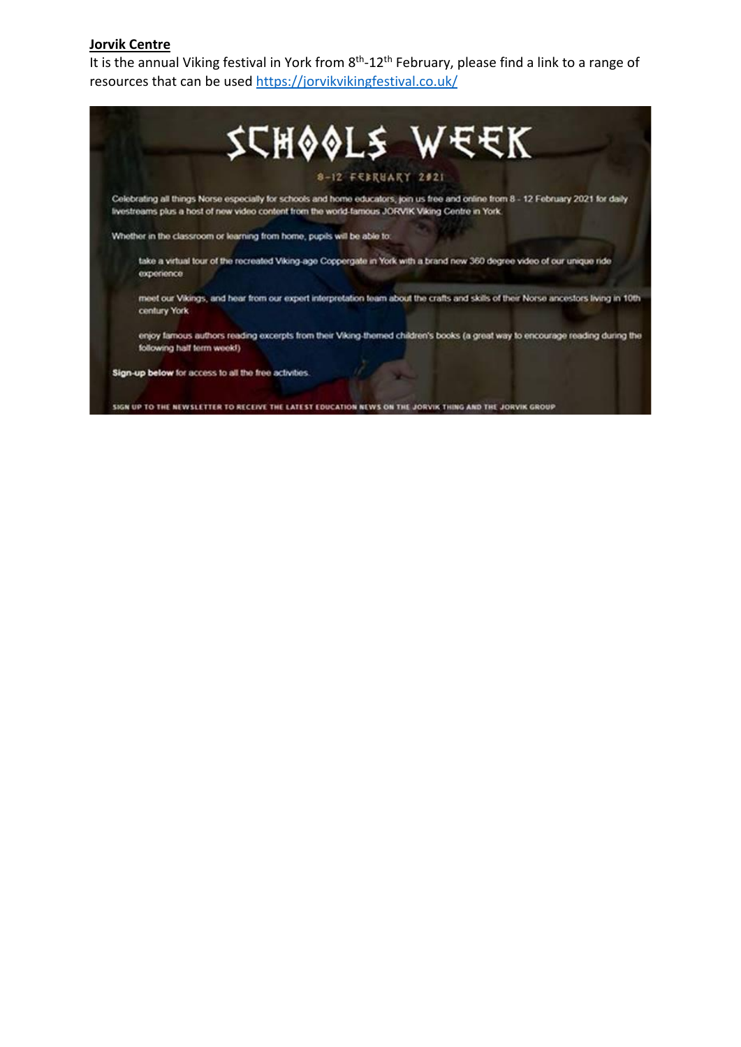**Jorvik Centre**

It is the annual Viking festival in York from 8th-12th February, please find a link to a range of resources that can be used https://jorvikvikingfestival.co.uk/

# SCHOOLS WEEK

8-12 FEBRUARY 2021

Celebrating all things Norse especially for schools and home educators, join us free and online from 8 - 12 February 2021 for daily livestreams plus a host of new video content from the world-famous JORVIK Viking Centre in York.

Whether in the classroom or learning from home, pupils will be able to:

- take a virtual tour of the recreated Viking-age Coppergate in York with a brand new 360 degree video of our unique ride experience
- meet our Vikings, and hear from our expert interpretation team about the crafts and skills of their Norse ancestors living in 10th century York
- enjoy famous authors reading excerpts from their Viking-themed children's books (a great way to encourage reading during the following half term week!)

**Sign-up below** for access to all the free activities.

SIGN UP TO THE NEWSLETTER TO RECEIVE THE LATEST EDUCATION NEWS ON THE JORVIK THING AND THE JORVIK GROUP